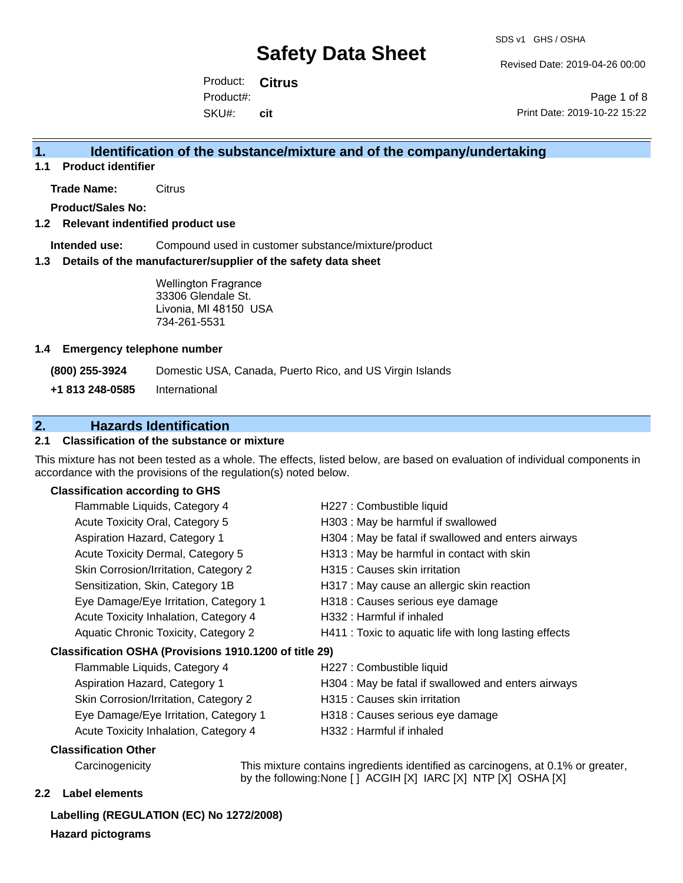# Safety Data Sheet

SDS v1 GHS / OSHA

Revised Date: 2019-04-26 00:00

Product: **Citrus**

Product#:

SKU#: **cit**

Print Date: 2019-10-22 15:22

## 1. Identification of the substance/mixture and of the company/undertaking

### 1.1 Product identifier

**Trade Name:** Citrus

**Product/Sales No:**

### 1.2 Relevant indentified product use

**Intended use:** Compound used in customer substance/mixture/product

### 1.3 Details of the manufacturer/supplier of the safety data sheet

Wellington Fragrance
33306 Glendale St.
Livonia, MI 48150 USA
734-261-5531

### 1.4 Emergency telephone number

**(800) 255-3924** Domestic USA, Canada, Puerto Rico, and US Virgin Islands

**+1 813 248-0585** International

## 2. Hazards Identification

### 2.1 Classification of the substance or mixture

This mixture has not been tested as a whole. The effects, listed below, are based on evaluation of individual components in accordance with the provisions of the regulation(s) noted below.

**Classification according to GHS**

| | |
|---|---|
| Flammable Liquids, Category 4 | H227 : Combustible liquid |
| Acute Toxicity Oral, Category 5 | H303 : May be harmful if swallowed |
| Aspiration Hazard, Category 1 | H304 : May be fatal if swallowed and enters airways |
| Acute Toxicity Dermal, Category 5 | H313 : May be harmful in contact with skin |
| Skin Corrosion/Irritation, Category 2 | H315 : Causes skin irritation |
| Sensitization, Skin, Category 1B | H317 : May cause an allergic skin reaction |
| Eye Damage/Eye Irritation, Category 1 | H318 : Causes serious eye damage |
| Acute Toxicity Inhalation, Category 4 | H332 : Harmful if inhaled |
| Aquatic Chronic Toxicity, Category 2 | H411 : Toxic to aquatic life with long lasting effects |

**Classification OSHA (Provisions 1910.1200 of title 29)**

| | |
|---|---|
| Flammable Liquids, Category 4 | H227 : Combustible liquid |
| Aspiration Hazard, Category 1 | H304 : May be fatal if swallowed and enters airways |
| Skin Corrosion/Irritation, Category 2 | H315 : Causes skin irritation |
| Eye Damage/Eye Irritation, Category 1 | H318 : Causes serious eye damage |
| Acute Toxicity Inhalation, Category 4 | H332 : Harmful if inhaled |

**Classification Other**

Carcinogenicity: This mixture contains ingredients identified as carcinogens, at 0.1% or greater, by the following:None [ ] ACGIH [X] IARC [X] NTP [X] OSHA [X]

### 2.2 Label elements

**Labelling (REGULATION (EC) No 1272/2008)**

**Hazard pictograms**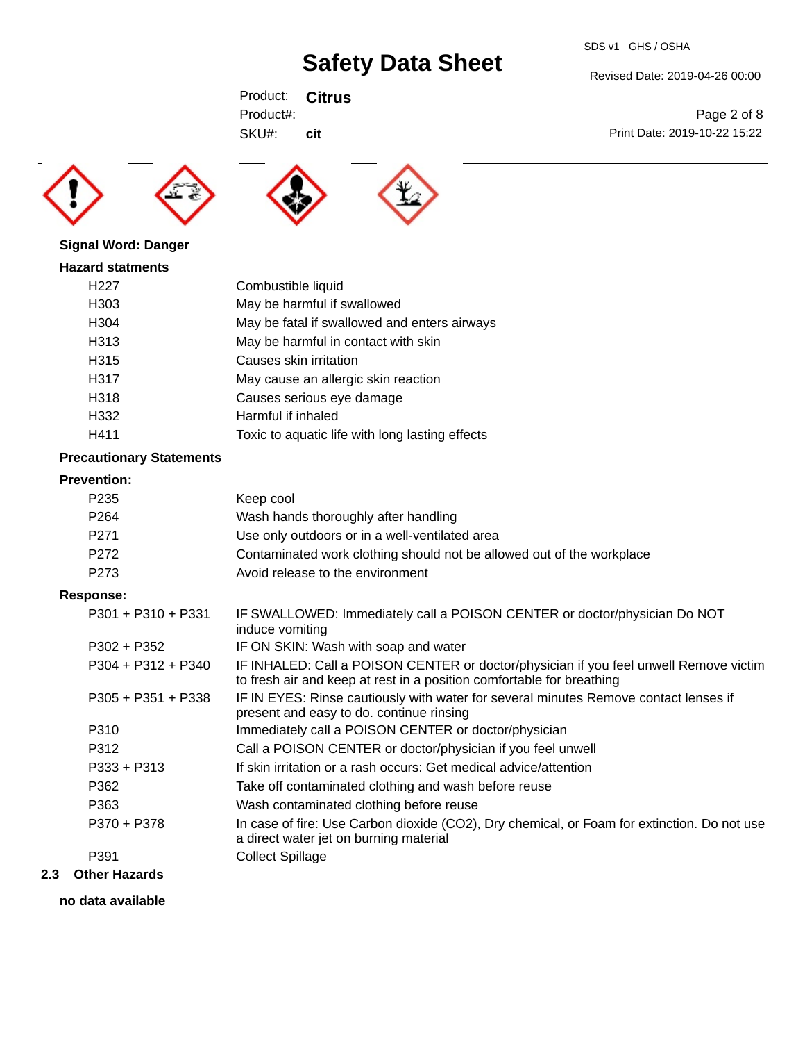**Signal Word: Danger**

**Hazard statments**

| | |
|---|---|
| H227 | Combustible liquid |
| H303 | May be harmful if swallowed |
| H304 | May be fatal if swallowed and enters airways |
| H313 | May be harmful in contact with skin |
| H315 | Causes skin irritation |
| H317 | May cause an allergic skin reaction |
| H318 | Causes serious eye damage |
| H332 | Harmful if inhaled |
| H411 | Toxic to aquatic life with long lasting effects |

**Precautionary Statements**

**Prevention:**

| | |
|---|---|
| P235 | Keep cool |
| P264 | Wash hands thoroughly after handling |
| P271 | Use only outdoors or in a well-ventilated area |
| P272 | Contaminated work clothing should not be allowed out of the workplace |
| P273 | Avoid release to the environment |

**Response:**

| | |
|---|---|
| P301 + P310 + P331 | IF SWALLOWED: Immediately call a POISON CENTER or doctor/physician Do NOT induce vomiting |
| P302 + P352 | IF ON SKIN: Wash with soap and water |
| P304 + P312 + P340 | IF INHALED: Call a POISON CENTER or doctor/physician if you feel unwell Remove victim to fresh air and keep at rest in a position comfortable for breathing |
| P305 + P351 + P338 | IF IN EYES: Rinse cautiously with water for several minutes Remove contact lenses if present and easy to do. continue rinsing |
| P310 | Immediately call a POISON CENTER or doctor/physician |
| P312 | Call a POISON CENTER or doctor/physician if you feel unwell |
| P333 + P313 | If skin irritation or a rash occurs: Get medical advice/attention |
| P362 | Take off contaminated clothing and wash before reuse |
| P363 | Wash contaminated clothing before reuse |
| P370 + P378 | In case of fire: Use Carbon dioxide ($CO_2$), Dry chemical, or Foam for extinction. Do not use a direct water jet on burning material |
| P391 | Collect Spillage |

## 2.3 Other Hazards

**no data available**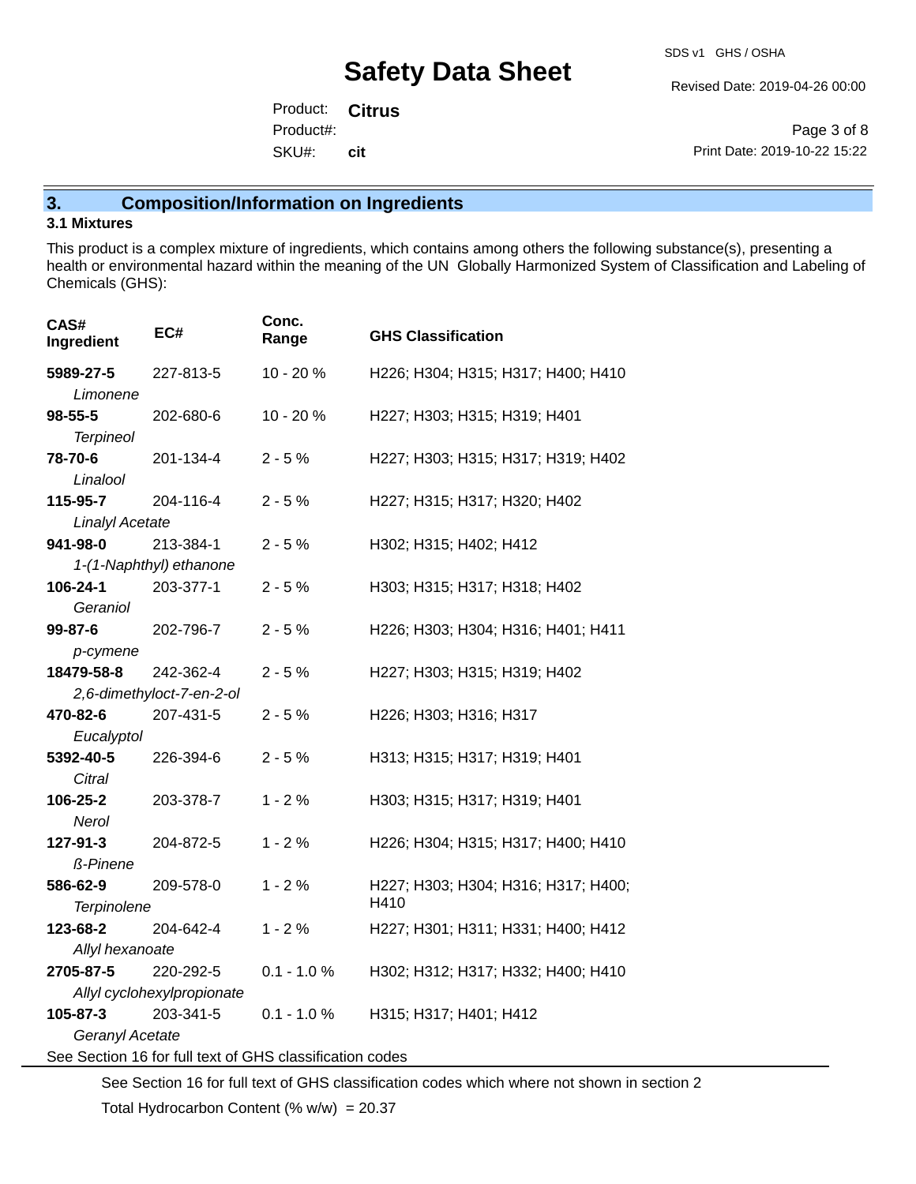## 3. Composition/Information on Ingredients

### 3.1 Mixtures

This product is a complex mixture of ingredients, which contains among others the following substance(s), presenting a health or environmental hazard within the meaning of the UN Globally Harmonized System of Classification and Labeling of Chemicals (GHS):

| CAS# Ingredient | EC# | Conc. Range | GHS Classification |
|---|---|---|---|
| **5989-27-5** *Limonene* | 227-813-5 | 10 - 20 % | H226; H304; H315; H317; H400; H410 |
| **98-55-5** *Terpineol* | 202-680-6 | 10 - 20 % | H227; H303; H315; H319; H401 |
| **78-70-6** *Linalool* | 201-134-4 | 2 - 5 % | H227; H303; H315; H317; H319; H402 |
| **115-95-7** *Linalyl Acetate* | 204-116-4 | 2 - 5 % | H227; H315; H317; H320; H402 |
| **941-98-0** *1-(1-Naphthyl) ethanone* | 213-384-1 | 2 - 5 % | H302; H315; H402; H412 |
| **106-24-1** *Geraniol* | 203-377-1 | 2 - 5 % | H303; H315; H317; H318; H402 |
| **99-87-6** *p-cymene* | 202-796-7 | 2 - 5 % | H226; H303; H304; H316; H401; H411 |
| **18479-58-8** *2,6-dimethyloct-7-en-2-ol* | 242-362-4 | 2 - 5 % | H227; H303; H315; H319; H402 |
| **470-82-6** *Eucalyptol* | 207-431-5 | 2 - 5 % | H226; H303; H316; H317 |
| **5392-40-5** *Citral* | 226-394-6 | 2 - 5 % | H313; H315; H317; H319; H401 |
| **106-25-2** *Nerol* | 203-378-7 | 1 - 2 % | H303; H315; H317; H319; H401 |
| **127-91-3** *ß-Pinene* | 204-872-5 | 1 - 2 % | H226; H304; H315; H317; H400; H410 |
| **586-62-9** *Terpinolene* | 209-578-0 | 1 - 2 % | H227; H303; H304; H316; H317; H400; H410 |
| **123-68-2** *Allyl hexanoate* | 204-642-4 | 1 - 2 % | H227; H301; H311; H331; H400; H412 |
| **2705-87-5** *Allyl cyclohexylpropionate* | 220-292-5 | 0.1 - 1.0 % | H302; H312; H317; H332; H400; H410 |
| **105-87-3** *Geranyl Acetate* | 203-341-5 | 0.1 - 1.0 % | H315; H317; H401; H412 |

See Section 16 for full text of GHS classification codes

See Section 16 for full text of GHS classification codes which where not shown in section 2

Total Hydrocarbon Content (% w/w) = 20.37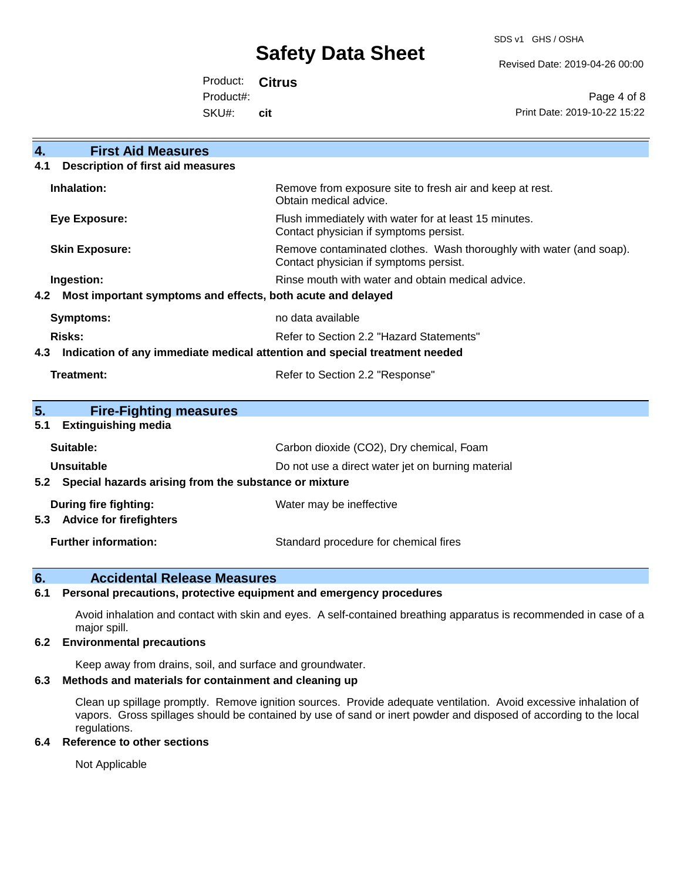## 4. First Aid Measures

### 4.1 Description of first aid measures

| | |
|---|---|
| **Inhalation:** | Remove from exposure site to fresh air and keep at rest. Obtain medical advice. |
| **Eye Exposure:** | Flush immediately with water for at least 15 minutes. Contact physician if symptoms persist. |
| **Skin Exposure:** | Remove contaminated clothes. Wash thoroughly with water (and soap). Contact physician if symptoms persist. |
| **Ingestion:** | Rinse mouth with water and obtain medical advice. |

### 4.2 Most important symptoms and effects, both acute and delayed

| | |
|---|---|
| **Symptoms:** | no data available |
| **Risks:** | Refer to Section 2.2 "Hazard Statements" |

### 4.3 Indication of any immediate medical attention and special treatment needed

| | |
|---|---|
| **Treatment:** | Refer to Section 2.2 "Response" |

## 5. Fire-Fighting measures

### 5.1 Extinguishing media

| | |
|---|---|
| **Suitable:** | Carbon dioxide ($CO_2$), Dry chemical, Foam |
| **Unsuitable** | Do not use a direct water jet on burning material |

### 5.2 Special hazards arising from the substance or mixture

| | |
|---|---|
| **During fire fighting:** | Water may be ineffective |

### 5.3 Advice for firefighters

| | |
|---|---|
| **Further information:** | Standard procedure for chemical fires |

## 6. Accidental Release Measures

### 6.1 Personal precautions, protective equipment and emergency procedures

Avoid inhalation and contact with skin and eyes. A self-contained breathing apparatus is recommended in case of a major spill.

### 6.2 Environmental precautions

Keep away from drains, soil, and surface and groundwater.

### 6.3 Methods and materials for containment and cleaning up

Clean up spillage promptly. Remove ignition sources. Provide adequate ventilation. Avoid excessive inhalation of vapors. Gross spillages should be contained by use of sand or inert powder and disposed of according to the local regulations.

### 6.4 Reference to other sections

Not Applicable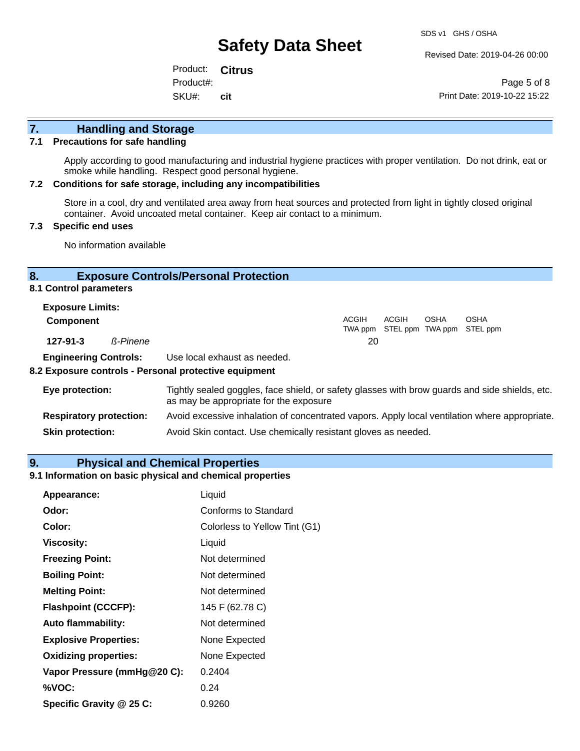## 7. Handling and Storage

### 7.1 Precautions for safe handling

Apply according to good manufacturing and industrial hygiene practices with proper ventilation. Do not drink, eat or smoke while handling. Respect good personal hygiene.

### 7.2 Conditions for safe storage, including any incompatibilities

Store in a cool, dry and ventilated area away from heat sources and protected from light in tightly closed original container. Avoid uncoated metal container. Keep air contact to a minimum.

### 7.3 Specific end uses

No information available

## 8. Exposure Controls/Personal Protection

### 8.1 Control parameters

**Exposure Limits:**

| Component | | ACGIH TWA ppm | ACGIH STEL ppm | OSHA TWA ppm | OSHA STEL ppm |
|---|---|---|---|---|---|
| 127-91-3 | *ß-Pinene* | 20 | | | |

**Engineering Controls:** Use local exhaust as needed.

### 8.2 Exposure controls - Personal protective equipment

**Eye protection:** Tightly sealed goggles, face shield, or safety glasses with brow guards and side shields, etc. as may be appropriate for the exposure

**Respiratory protection:** Avoid excessive inhalation of concentrated vapors. Apply local ventilation where appropriate.

**Skin protection:** Avoid Skin contact. Use chemically resistant gloves as needed.

## 9. Physical and Chemical Properties

### 9.1 Information on basic physical and chemical properties

| | |
|---|---|
| **Appearance:** | Liquid |
| **Odor:** | Conforms to Standard |
| **Color:** | Colorless to Yellow Tint (G1) |
| **Viscosity:** | Liquid |
| **Freezing Point:** | Not determined |
| **Boiling Point:** | Not determined |
| **Melting Point:** | Not determined |
| **Flashpoint (CCCFP):** | 145 F (62.78 C) |
| **Auto flammability:** | Not determined |
| **Explosive Properties:** | None Expected |
| **Oxidizing properties:** | None Expected |
| **Vapor Pressure (mmHg@20 C):** | 0.2404 |
| **%VOC:** | 0.24 |
| **Specific Gravity @ 25 C:** | 0.9260 |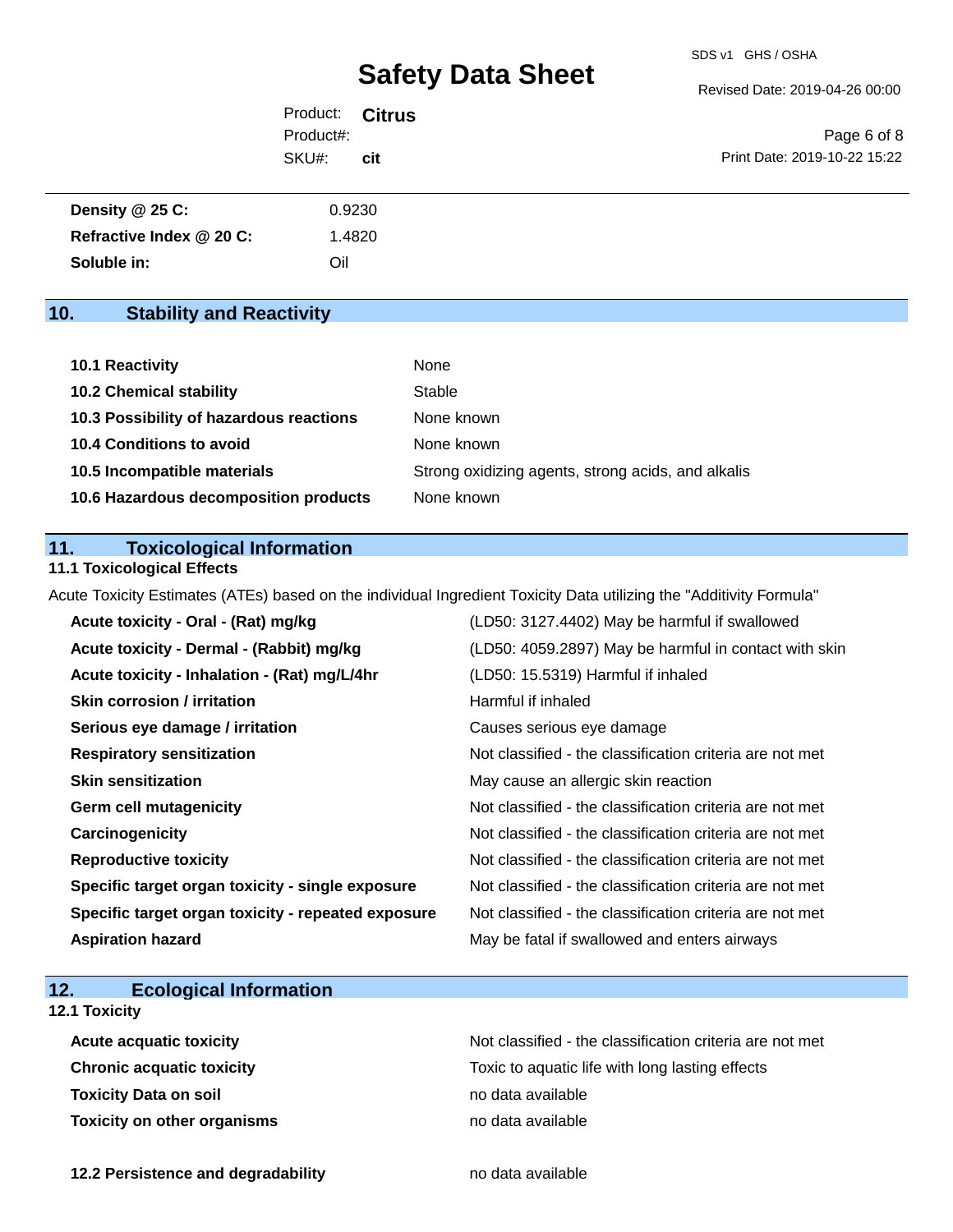| | |
|---|---|
| **Density @ 25 C:** | 0.9230 |
| **Refractive Index @ 20 C:** | 1.4820 |
| **Soluble in:** | Oil |

## 10. Stability and Reactivity

| | |
|---|---|
| **10.1 Reactivity** | None |
| **10.2 Chemical stability** | Stable |
| **10.3 Possibility of hazardous reactions** | None known |
| **10.4 Conditions to avoid** | None known |
| **10.5 Incompatible materials** | Strong oxidizing agents, strong acids, and alkalis |
| **10.6 Hazardous decomposition products** | None known |

## 11. Toxicological Information

### 11.1 Toxicological Effects

Acute Toxicity Estimates (ATEs) based on the individual Ingredient Toxicity Data utilizing the "Additivity Formula"

| | |
|---|---|
| **Acute toxicity - Oral - (Rat) mg/kg** | (LD50: 3127.4402) May be harmful if swallowed |
| **Acute toxicity - Dermal - (Rabbit) mg/kg** | (LD50: 4059.2897) May be harmful in contact with skin |
| **Acute toxicity - Inhalation - (Rat) mg/L/4hr** | (LD50: 15.5319) Harmful if inhaled |
| **Skin corrosion / irritation** | Harmful if inhaled |
| **Serious eye damage / irritation** | Causes serious eye damage |
| **Respiratory sensitization** | Not classified - the classification criteria are not met |
| **Skin sensitization** | May cause an allergic skin reaction |
| **Germ cell mutagenicity** | Not classified - the classification criteria are not met |
| **Carcinogenicity** | Not classified - the classification criteria are not met |
| **Reproductive toxicity** | Not classified - the classification criteria are not met |
| **Specific target organ toxicity - single exposure** | Not classified - the classification criteria are not met |
| **Specific target organ toxicity - repeated exposure** | Not classified - the classification criteria are not met |
| **Aspiration hazard** | May be fatal if swallowed and enters airways |

## 12. Ecological Information

### 12.1 Toxicity

| | |
|---|---|
| **Acute acquatic toxicity** | Not classified - the classification criteria are not met |
| **Chronic acquatic toxicity** | Toxic to aquatic life with long lasting effects |
| **Toxicity Data on soil** | no data available |
| **Toxicity on other organisms** | no data available |

| | |
|---|---|
| **12.2 Persistence and degradability** | no data available |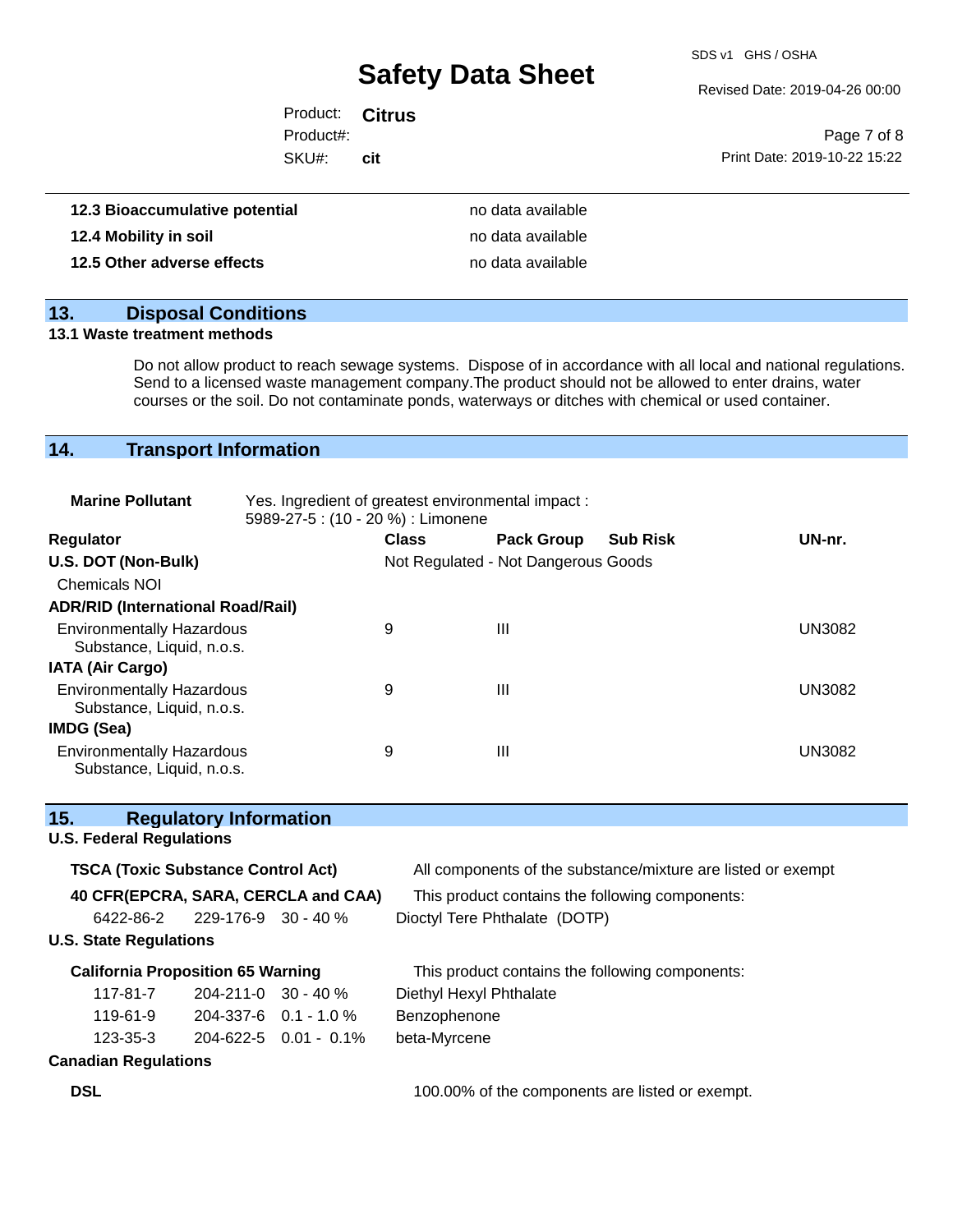| | |
|---|---|
| **12.3 Bioaccumulative potential** | no data available |
| **12.4 Mobility in soil** | no data available |
| **12.5 Other adverse effects** | no data available |

## 13. Disposal Conditions

**13.1 Waste treatment methods**

Do not allow product to reach sewage systems. Dispose of in accordance with all local and national regulations. Send to a licensed waste management company.The product should not be allowed to enter drains, water courses or the soil. Do not contaminate ponds, waterways or ditches with chemical or used container.

## 14. Transport Information

**Marine Pollutant** Yes. Ingredient of greatest environmental impact : 5989-27-5 : (10 - 20 %) : Limonene

| Regulator | Class | Pack Group | Sub Risk | UN-nr. |
|---|---|---|---|---|
| **U.S. DOT (Non-Bulk)** | Not Regulated - Not Dangerous Goods | | | |
| Chemicals NOI | | | | |
| **ADR/RID (International Road/Rail)** | | | | |
| Environmentally Hazardous Substance, Liquid, n.o.s. | 9 | III | | UN3082 |
| **IATA (Air Cargo)** | | | | |
| Environmentally Hazardous Substance, Liquid, n.o.s. | 9 | III | | UN3082 |
| **IMDG (Sea)** | | | | |
| Environmentally Hazardous Substance, Liquid, n.o.s. | 9 | III | | UN3082 |

## 15. Regulatory Information

**U.S. Federal Regulations**

**TSCA (Toxic Substance Control Act)** All components of the substance/mixture are listed or exempt

**40 CFR(EPCRA, SARA, CERCLA and CAA)** This product contains the following components:

| | | | |
|---|---|---|---|
| 6422-86-2 | 229-176-9 | 30 - 40 % | Dioctyl Tere Phthalate (DOTP) |

**U.S. State Regulations**

**California Proposition 65 Warning** This product contains the following components:

| | | | |
|---|---|---|---|
| 117-81-7 | 204-211-0 | 30 - 40 % | Diethyl Hexyl Phthalate |
| 119-61-9 | 204-337-6 | 0.1 - 1.0 % | Benzophenone |
| 123-35-3 | 204-622-5 | 0.01 - 0.1% | beta-Myrcene |

**Canadian Regulations**

**DSL** 100.00% of the components are listed or exempt.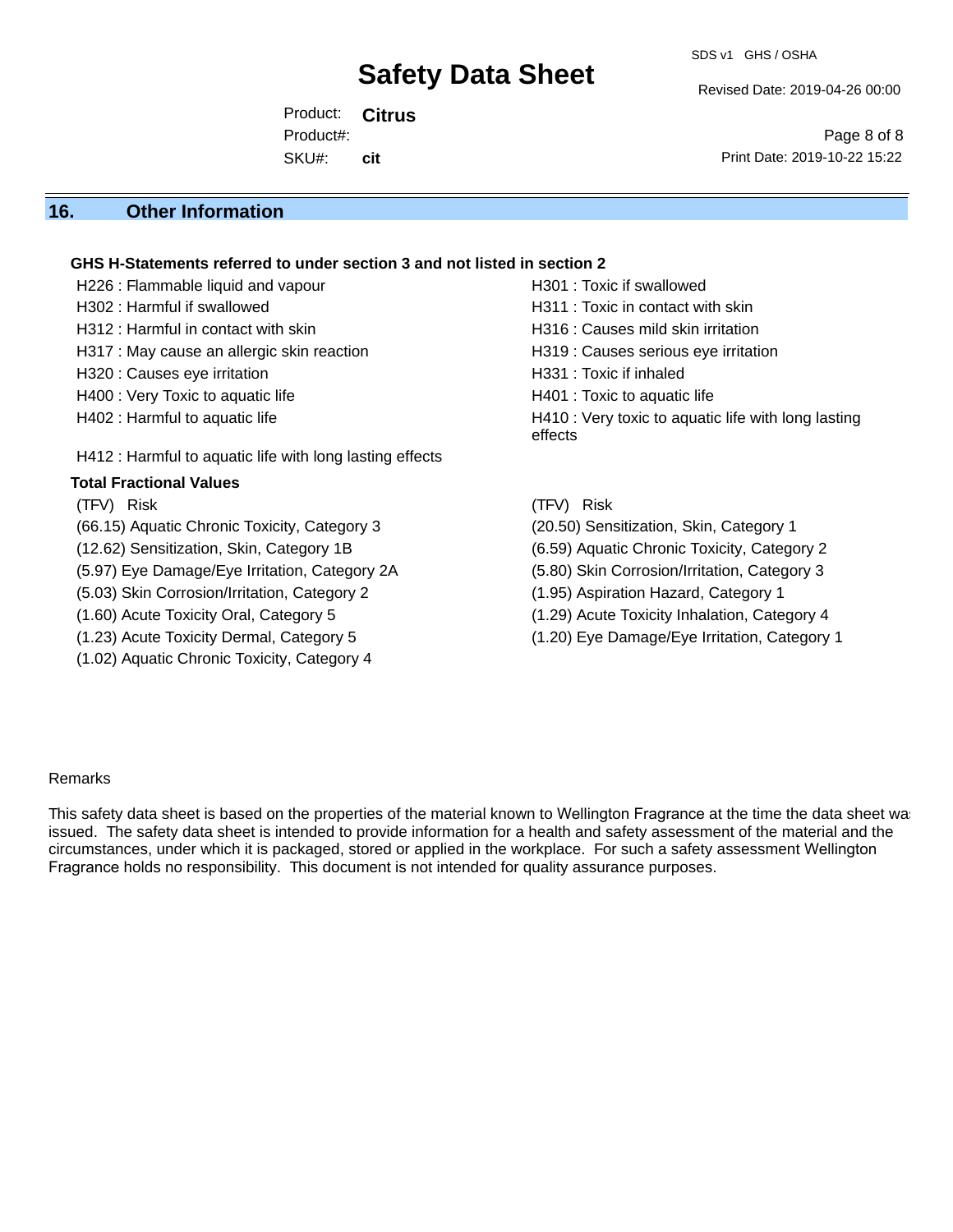## 16. Other Information

**GHS H-Statements referred to under section 3 and not listed in section 2**

H226 : Flammable liquid and vapour
H301 : Toxic if swallowed
H302 : Harmful if swallowed
H311 : Toxic in contact with skin
H312 : Harmful in contact with skin
H316 : Causes mild skin irritation
H317 : May cause an allergic skin reaction
H319 : Causes serious eye irritation
H320 : Causes eye irritation
H331 : Toxic if inhaled
H400 : Very Toxic to aquatic life
H401 : Toxic to aquatic life
H402 : Harmful to aquatic life
H410 : Very toxic to aquatic life with long lasting effects
H412 : Harmful to aquatic life with long lasting effects

**Total Fractional Values**

(TFV) Risk
(66.15) Aquatic Chronic Toxicity, Category 3
(20.50) Sensitization, Skin, Category 1
(12.62) Sensitization, Skin, Category 1B
(6.59) Aquatic Chronic Toxicity, Category 2
(5.97) Eye Damage/Eye Irritation, Category 2A
(5.80) Skin Corrosion/Irritation, Category 3
(5.03) Skin Corrosion/Irritation, Category 2
(1.95) Aspiration Hazard, Category 1
(1.60) Acute Toxicity Oral, Category 5
(1.29) Acute Toxicity Inhalation, Category 4
(1.23) Acute Toxicity Dermal, Category 5
(1.20) Eye Damage/Eye Irritation, Category 1
(1.02) Aquatic Chronic Toxicity, Category 4

Remarks

This safety data sheet is based on the properties of the material known to Wellington Fragrance at the time the data sheet was issued. The safety data sheet is intended to provide information for a health and safety assessment of the material and the circumstances, under which it is packaged, stored or applied in the workplace. For such a safety assessment Wellington Fragrance holds no responsibility. This document is not intended for quality assurance purposes.